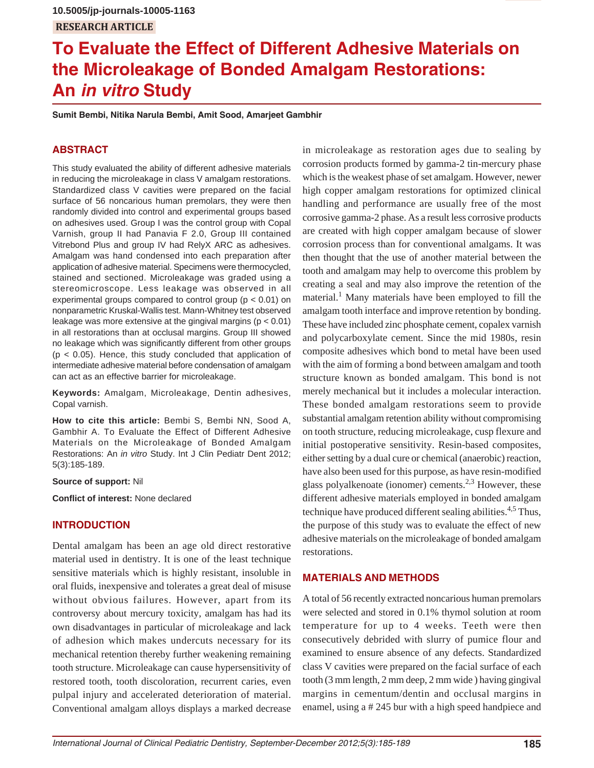10.5005/jp-journals-10005-1163

RESEARCH ARTICLE

# To Evaluate the Effect of Different Adhesive Materials on the Microleakage of Bonded Amalgam Restorations: An *in vitro* Study

**Sumit Bembi, Nitika Narula Bembi, Amit Sood, Amarjeet Gambhir**

## ABSTRACT

This study evaluated the ability of different adhesive materials in reducing the microleakage in class V amalgam restorations. Standardized class V cavities were prepared on the facial surface of 56 noncarious human premolars, they were then randomly divided into control and experimental groups based on adhesives used. Group I was the control group with Copal Varnish, group II had Panavia F 2.0, Group III contained Vitrebond Plus and group IV had RelyX ARC as adhesives. Amalgam was hand condensed into each preparation after application of adhesive material. Specimens were thermocycled, stained and sectioned. Microleakage was graded using a stereomicroscope. Less leakage was observed in all experimental groups compared to control group ($p < 0.01$) on nonparametric Kruskal-Wallis test. Mann-Whitney test observed leakage was more extensive at the gingival margins ($p < 0.01$) in all restorations than at occlusal margins. Group III showed no leakage which was significantly different from other groups ($p < 0.05$). Hence, this study concluded that application of intermediate adhesive material before condensation of amalgam can act as an effective barrier for microleakage.

**Keywords:** Amalgam, Microleakage, Dentin adhesives, Copal varnish.

**How to cite this article:** Bembi S, Bembi NN, Sood A, Gambhir A. To Evaluate the Effect of Different Adhesive Materials on the Microleakage of Bonded Amalgam Restorations: An *in vitro* Study. Int J Clin Pediatr Dent 2012; 5(3):185-189.

**Source of support:** Nil

**Conflict of interest:** None declared

## INTRODUCTION

Dental amalgam has been an age old direct restorative material used in dentistry. It is one of the least technique sensitive materials which is highly resistant, insoluble in oral fluids, inexpensive and tolerates a great deal of misuse without obvious failures. However, apart from its controversy about mercury toxicity, amalgam has had its own disadvantages in particular of microleakage and lack of adhesion which makes undercuts necessary for its mechanical retention thereby further weakening remaining tooth structure. Microleakage can cause hypersensitivity of restored tooth, tooth discoloration, recurrent caries, even pulpal injury and accelerated deterioration of material. Conventional amalgam alloys displays a marked decrease in microleakage as restoration ages due to sealing by corrosion products formed by gamma-2 tin-mercury phase which is the weakest phase of set amalgam. However, newer high copper amalgam restorations for optimized clinical handling and performance are usually free of the most corrosive gamma-2 phase. As a result less corrosive products are created with high copper amalgam because of slower corrosion process than for conventional amalgams. It was then thought that the use of another material between the tooth and amalgam may help to overcome this problem by creating a seal and may also improve the retention of the material.[1] Many materials have been employed to fill the amalgam tooth interface and improve retention by bonding. These have included zinc phosphate cement, copalex varnish and polycarboxylate cement. Since the mid 1980s, resin composite adhesives which bond to metal have been used with the aim of forming a bond between amalgam and tooth structure known as bonded amalgam. This bond is not merely mechanical but it includes a molecular interaction. These bonded amalgam restorations seem to provide substantial amalgam retention ability without compromising on tooth structure, reducing microleakage, cusp flexure and initial postoperative sensitivity. Resin-based composites, either setting by a dual cure or chemical (anaerobic) reaction, have also been used for this purpose, as have resin-modified glass polyalkenoate (ionomer) cements.[2,3] However, these different adhesive materials employed in bonded amalgam technique have produced different sealing abilities.[4,5] Thus, the purpose of this study was to evaluate the effect of new adhesive materials on the microleakage of bonded amalgam restorations.

## MATERIALS AND METHODS

A total of 56 recently extracted noncarious human premolars were selected and stored in 0.1% thymol solution at room temperature for up to 4 weeks. Teeth were then consecutively debrided with slurry of pumice flour and examined to ensure absence of any defects. Standardized class V cavities were prepared on the facial surface of each tooth (3 mm length, 2 mm deep, 2 mm wide ) having gingival margins in cementum/dentin and occlusal margins in enamel, using a # 245 bur with a high speed handpiece and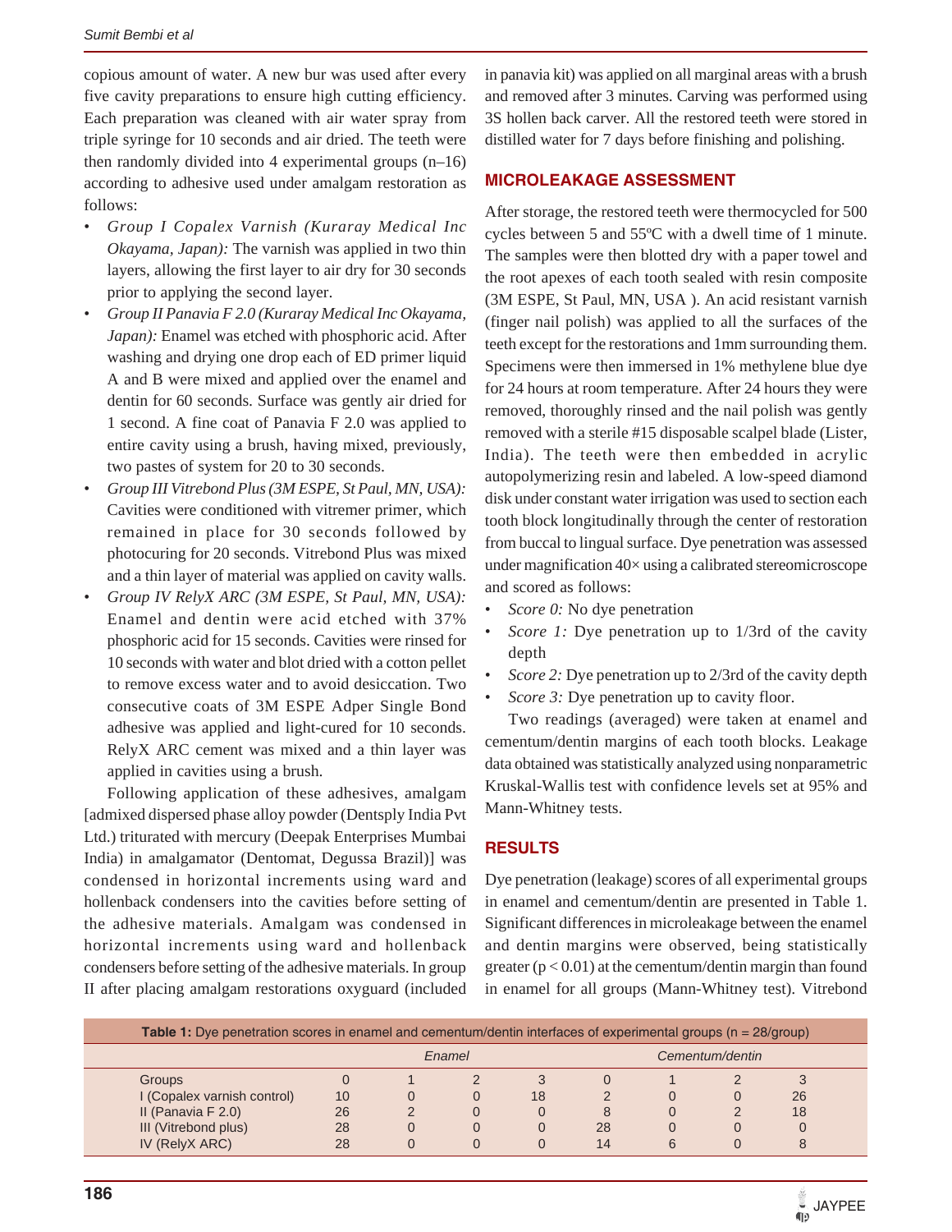copious amount of water. A new bur was used after every five cavity preparations to ensure high cutting efficiency. Each preparation was cleaned with air water spray from triple syringe for 10 seconds and air dried. The teeth were then randomly divided into 4 experimental groups (n–16) according to adhesive used under amalgam restoration as follows:

- *Group I Copalex Varnish (Kuraray Medical Inc Okayama, Japan):* The varnish was applied in two thin layers, allowing the first layer to air dry for 30 seconds prior to applying the second layer.
- *Group II Panavia F 2.0 (Kuraray Medical Inc Okayama, Japan):* Enamel was etched with phosphoric acid. After washing and drying one drop each of ED primer liquid A and B were mixed and applied over the enamel and dentin for 60 seconds. Surface was gently air dried for 1 second. A fine coat of Panavia F 2.0 was applied to entire cavity using a brush, having mixed, previously, two pastes of system for 20 to 30 seconds.
- *Group III Vitrebond Plus (3M ESPE, St Paul, MN, USA):* Cavities were conditioned with vitremer primer, which remained in place for 30 seconds followed by photocuring for 20 seconds. Vitrebond Plus was mixed and a thin layer of material was applied on cavity walls.
- *Group IV RelyX ARC (3M ESPE, St Paul, MN, USA):* Enamel and dentin were acid etched with 37% phosphoric acid for 15 seconds. Cavities were rinsed for 10 seconds with water and blot dried with a cotton pellet to remove excess water and to avoid desiccation. Two consecutive coats of 3M ESPE Adper Single Bond adhesive was applied and light-cured for 10 seconds. RelyX ARC cement was mixed and a thin layer was applied in cavities using a brush.

Following application of these adhesives, amalgam [admixed dispersed phase alloy powder (Dentsply India Pvt Ltd.) triturated with mercury (Deepak Enterprises Mumbai India) in amalgamator (Dentomat, Degussa Brazil)] was condensed in horizontal increments using ward and hollenback condensers into the cavities before setting of the adhesive materials. Amalgam was condensed in horizontal increments using ward and hollenback condensers before setting of the adhesive materials. In group II after placing amalgam restorations oxyguard (included in panavia kit) was applied on all marginal areas with a brush and removed after 3 minutes. Carving was performed using 3S hollen back carver. All the restored teeth were stored in distilled water for 7 days before finishing and polishing.

## MICROLEAKAGE ASSESSMENT

After storage, the restored teeth were thermocycled for 500 cycles between 5 and 55ºC with a dwell time of 1 minute. The samples were then blotted dry with a paper towel and the root apexes of each tooth sealed with resin composite (3M ESPE, St Paul, MN, USA ). An acid resistant varnish (finger nail polish) was applied to all the surfaces of the teeth except for the restorations and 1mm surrounding them. Specimens were then immersed in 1% methylene blue dye for 24 hours at room temperature. After 24 hours they were removed, thoroughly rinsed and the nail polish was gently removed with a sterile #15 disposable scalpel blade (Lister, India). The teeth were then embedded in acrylic autopolymerizing resin and labeled. A low-speed diamond disk under constant water irrigation was used to section each tooth block longitudinally through the center of restoration from buccal to lingual surface. Dye penetration was assessed under magnification 40× using a calibrated stereomicroscope and scored as follows:

- *Score 0:* No dye penetration
- *Score 1:* Dye penetration up to 1/3rd of the cavity depth
- *Score 2:* Dye penetration up to 2/3rd of the cavity depth
- *Score 3:* Dye penetration up to cavity floor.

Two readings (averaged) were taken at enamel and cementum/dentin margins of each tooth blocks. Leakage data obtained was statistically analyzed using nonparametric Kruskal-Wallis test with confidence levels set at 95% and Mann-Whitney tests.

## RESULTS

Dye penetration (leakage) scores of all experimental groups in enamel and cementum/dentin are presented in Table 1. Significant differences in microleakage between the enamel and dentin margins were observed, being statistically greater ($p < 0.01$) at the cementum/dentin margin than found in enamel for all groups (Mann-Whitney test). Vitrebond

**Table 1:** Dye penetration scores in enamel and cementum/dentin interfaces of experimental groups (n = 28/group)

| | *Enamel* | | | | *Cementum/dentin* | | | |
|---|---|---|---|---|---|---|---|---|
| Groups | 0 | 1 | 2 | 3 | 0 | 1 | 2 | 3 |
| I (Copalex varnish control) | 10 | 0 | 0 | 18 | 2 | 0 | 0 | 26 |
| II (Panavia F 2.0) | 26 | 2 | 0 | 0 | 8 | 0 | 2 | 18 |
| III (Vitrebond plus) | 28 | 0 | 0 | 0 | 28 | 0 | 0 | 0 |
| IV (RelyX ARC) | 28 | 0 | 0 | 0 | 14 | 6 | 0 | 8 |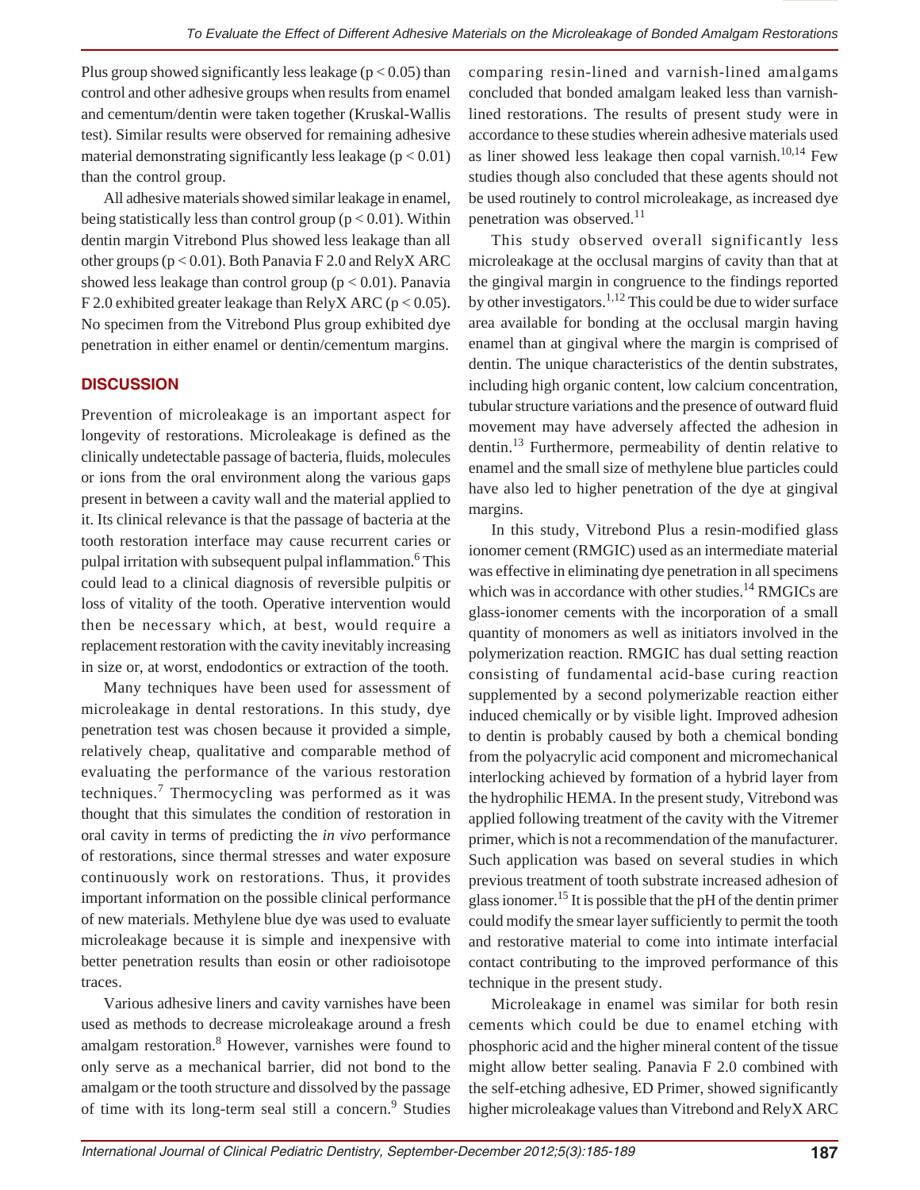Plus group showed significantly less leakage ($p < 0.05$) than control and other adhesive groups when results from enamel and cementum/dentin were taken together (Kruskal-Wallis test). Similar results were observed for remaining adhesive material demonstrating significantly less leakage ($p < 0.01$) than the control group.

All adhesive materials showed similar leakage in enamel, being statistically less than control group ($p < 0.01$). Within dentin margin Vitrebond Plus showed less leakage than all other groups ($p < 0.01$). Both Panavia F 2.0 and RelyX ARC showed less leakage than control group ($p < 0.01$). Panavia F 2.0 exhibited greater leakage than RelyX ARC ($p < 0.05$). No specimen from the Vitrebond Plus group exhibited dye penetration in either enamel or dentin/cementum margins.

## DISCUSSION

Prevention of microleakage is an important aspect for longevity of restorations. Microleakage is defined as the clinically undetectable passage of bacteria, fluids, molecules or ions from the oral environment along the various gaps present in between a cavity wall and the material applied to it. Its clinical relevance is that the passage of bacteria at the tooth restoration interface may cause recurrent caries or pulpal irritation with subsequent pulpal inflammation.[6] This could lead to a clinical diagnosis of reversible pulpitis or loss of vitality of the tooth. Operative intervention would then be necessary which, at best, would require a replacement restoration with the cavity inevitably increasing in size or, at worst, endodontics or extraction of the tooth.

Many techniques have been used for assessment of microleakage in dental restorations. In this study, dye penetration test was chosen because it provided a simple, relatively cheap, qualitative and comparable method of evaluating the performance of the various restoration techniques.[7] Thermocycling was performed as it was thought that this simulates the condition of restoration in oral cavity in terms of predicting the *in vivo* performance of restorations, since thermal stresses and water exposure continuously work on restorations. Thus, it provides important information on the possible clinical performance of new materials. Methylene blue dye was used to evaluate microleakage because it is simple and inexpensive with better penetration results than eosin or other radioisotope traces.

Various adhesive liners and cavity varnishes have been used as methods to decrease microleakage around a fresh amalgam restoration.[8] However, varnishes were found to only serve as a mechanical barrier, did not bond to the amalgam or the tooth structure and dissolved by the passage of time with its long-term seal still a concern.[9] Studies comparing resin-lined and varnish-lined amalgams concluded that bonded amalgam leaked less than varnish-lined restorations. The results of present study were in accordance to these studies wherein adhesive materials used as liner showed less leakage then copal varnish.[10,14] Few studies though also concluded that these agents should not be used routinely to control microleakage, as increased dye penetration was observed.[11]

This study observed overall significantly less microleakage at the occlusal margins of cavity than that at the gingival margin in congruence to the findings reported by other investigators.[1,12] This could be due to wider surface area available for bonding at the occlusal margin having enamel than at gingival where the margin is comprised of dentin. The unique characteristics of the dentin substrates, including high organic content, low calcium concentration, tubular structure variations and the presence of outward fluid movement may have adversely affected the adhesion in dentin.[13] Furthermore, permeability of dentin relative to enamel and the small size of methylene blue particles could have also led to higher penetration of the dye at gingival margins.

In this study, Vitrebond Plus a resin-modified glass ionomer cement (RMGIC) used as an intermediate material was effective in eliminating dye penetration in all specimens which was in accordance with other studies.[14] RMGICs are glass-ionomer cements with the incorporation of a small quantity of monomers as well as initiators involved in the polymerization reaction. RMGIC has dual setting reaction consisting of fundamental acid-base curing reaction supplemented by a second polymerizable reaction either induced chemically or by visible light. Improved adhesion to dentin is probably caused by both a chemical bonding from the polyacrylic acid component and micromechanical interlocking achieved by formation of a hybrid layer from the hydrophilic HEMA. In the present study, Vitrebond was applied following treatment of the cavity with the Vitremer primer, which is not a recommendation of the manufacturer. Such application was based on several studies in which previous treatment of tooth substrate increased adhesion of glass ionomer.[15] It is possible that the pH of the dentin primer could modify the smear layer sufficiently to permit the tooth and restorative material to come into intimate interfacial contact contributing to the improved performance of this technique in the present study.

Microleakage in enamel was similar for both resin cements which could be due to enamel etching with phosphoric acid and the higher mineral content of the tissue might allow better sealing. Panavia F 2.0 combined with the self-etching adhesive, ED Primer, showed significantly higher microleakage values than Vitrebond and RelyX ARC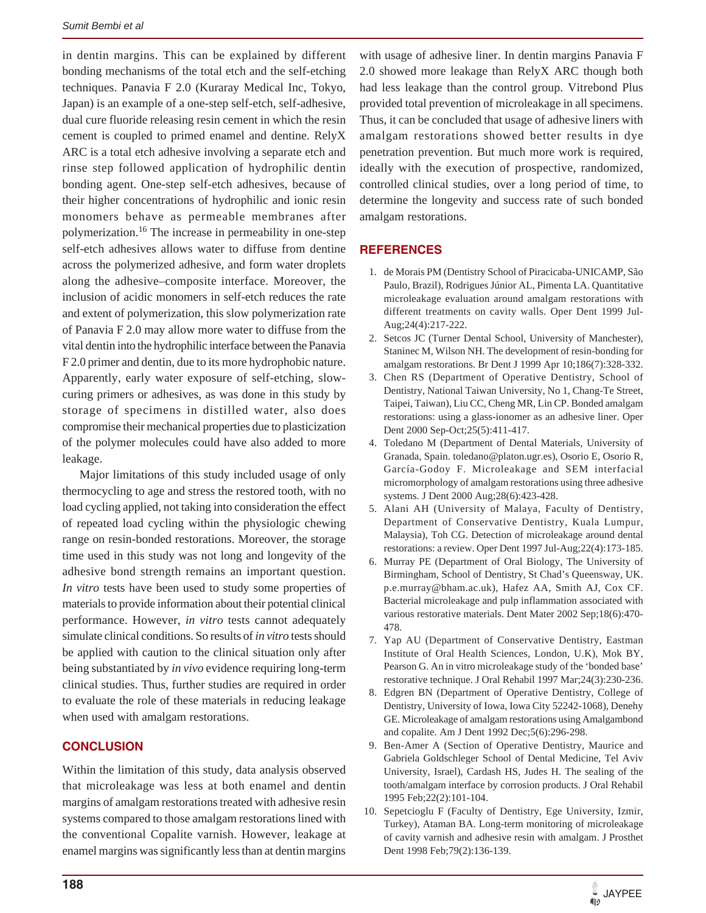in dentin margins. This can be explained by different bonding mechanisms of the total etch and the self-etching techniques. Panavia F 2.0 (Kuraray Medical Inc, Tokyo, Japan) is an example of a one-step self-etch, self-adhesive, dual cure fluoride releasing resin cement in which the resin cement is coupled to primed enamel and dentine. RelyX ARC is a total etch adhesive involving a separate etch and rinse step followed application of hydrophilic dentin bonding agent. One-step self-etch adhesives, because of their higher concentrations of hydrophilic and ionic resin monomers behave as permeable membranes after polymerization.[16] The increase in permeability in one-step self-etch adhesives allows water to diffuse from dentine across the polymerized adhesive, and form water droplets along the adhesive–composite interface. Moreover, the inclusion of acidic monomers in self-etch reduces the rate and extent of polymerization, this slow polymerization rate of Panavia F 2.0 may allow more water to diffuse from the vital dentin into the hydrophilic interface between the Panavia F 2.0 primer and dentin, due to its more hydrophobic nature. Apparently, early water exposure of self-etching, slow-curing primers or adhesives, as was done in this study by storage of specimens in distilled water, also does compromise their mechanical properties due to plasticization of the polymer molecules could have also added to more leakage.

Major limitations of this study included usage of only thermocycling to age and stress the restored tooth, with no load cycling applied, not taking into consideration the effect of repeated load cycling within the physiologic chewing range on resin-bonded restorations. Moreover, the storage time used in this study was not long and longevity of the adhesive bond strength remains an important question. *In vitro* tests have been used to study some properties of materials to provide information about their potential clinical performance. However, *in vitro* tests cannot adequately simulate clinical conditions. So results of *in vitro* tests should be applied with caution to the clinical situation only after being substantiated by *in vivo* evidence requiring long-term clinical studies. Thus, further studies are required in order to evaluate the role of these materials in reducing leakage when used with amalgam restorations.

## CONCLUSION

Within the limitation of this study, data analysis observed that microleakage was less at both enamel and dentin margins of amalgam restorations treated with adhesive resin systems compared to those amalgam restorations lined with the conventional Copalite varnish. However, leakage at enamel margins was significantly less than at dentin margins with usage of adhesive liner. In dentin margins Panavia F 2.0 showed more leakage than RelyX ARC though both had less leakage than the control group. Vitrebond Plus provided total prevention of microleakage in all specimens. Thus, it can be concluded that usage of adhesive liners with amalgam restorations showed better results in dye penetration prevention. But much more work is required, ideally with the execution of prospective, randomized, controlled clinical studies, over a long period of time, to determine the longevity and success rate of such bonded amalgam restorations.

## REFERENCES

1. de Morais PM (Dentistry School of Piracicaba-UNICAMP, São Paulo, Brazil), Rodrigues Júnior AL, Pimenta LA. Quantitative microleakage evaluation around amalgam restorations with different treatments on cavity walls. Oper Dent 1999 Jul-Aug;24(4):217-222.
2. Setcos JC (Turner Dental School, University of Manchester), Staninec M, Wilson NH. The development of resin-bonding for amalgam restorations. Br Dent J 1999 Apr 10;186(7):328-332.
3. Chen RS (Department of Operative Dentistry, School of Dentistry, National Taiwan University, No 1, Chang-Te Street, Taipei, Taiwan), Liu CC, Cheng MR, Lin CP. Bonded amalgam restorations: using a glass-ionomer as an adhesive liner. Oper Dent 2000 Sep-Oct;25(5):411-417.
4. Toledano M (Department of Dental Materials, University of Granada, Spain. toledano@platon.ugr.es), Osorio E, Osorio R, García-Godoy F. Microleakage and SEM interfacial micromorphology of amalgam restorations using three adhesive systems. J Dent 2000 Aug;28(6):423-428.
5. Alani AH (University of Malaya, Faculty of Dentistry, Department of Conservative Dentistry, Kuala Lumpur, Malaysia), Toh CG. Detection of microleakage around dental restorations: a review. Oper Dent 1997 Jul-Aug;22(4):173-185.
6. Murray PE (Department of Oral Biology, The University of Birmingham, School of Dentistry, St Chad's Queensway, UK. p.e.murray@bham.ac.uk), Hafez AA, Smith AJ, Cox CF. Bacterial microleakage and pulp inflammation associated with various restorative materials. Dent Mater 2002 Sep;18(6):470-478.
7. Yap AU (Department of Conservative Dentistry, Eastman Institute of Oral Health Sciences, London, U.K), Mok BY, Pearson G. An in vitro microleakage study of the 'bonded base' restorative technique. J Oral Rehabil 1997 Mar;24(3):230-236.
8. Edgren BN (Department of Operative Dentistry, College of Dentistry, University of Iowa, Iowa City 52242-1068), Denehy GE. Microleakage of amalgam restorations using Amalgambond and copalite. Am J Dent 1992 Dec;5(6):296-298.
9. Ben-Amer A (Section of Operative Dentistry, Maurice and Gabriela Goldschleger School of Dental Medicine, Tel Aviv University, Israel), Cardash HS, Judes H. The sealing of the tooth/amalgam interface by corrosion products. J Oral Rehabil 1995 Feb;22(2):101-104.
10. Sepetcioglu F (Faculty of Dentistry, Ege University, Izmir, Turkey), Ataman BA. Long-term monitoring of microleakage of cavity varnish and adhesive resin with amalgam. J Prosthet Dent 1998 Feb;79(2):136-139.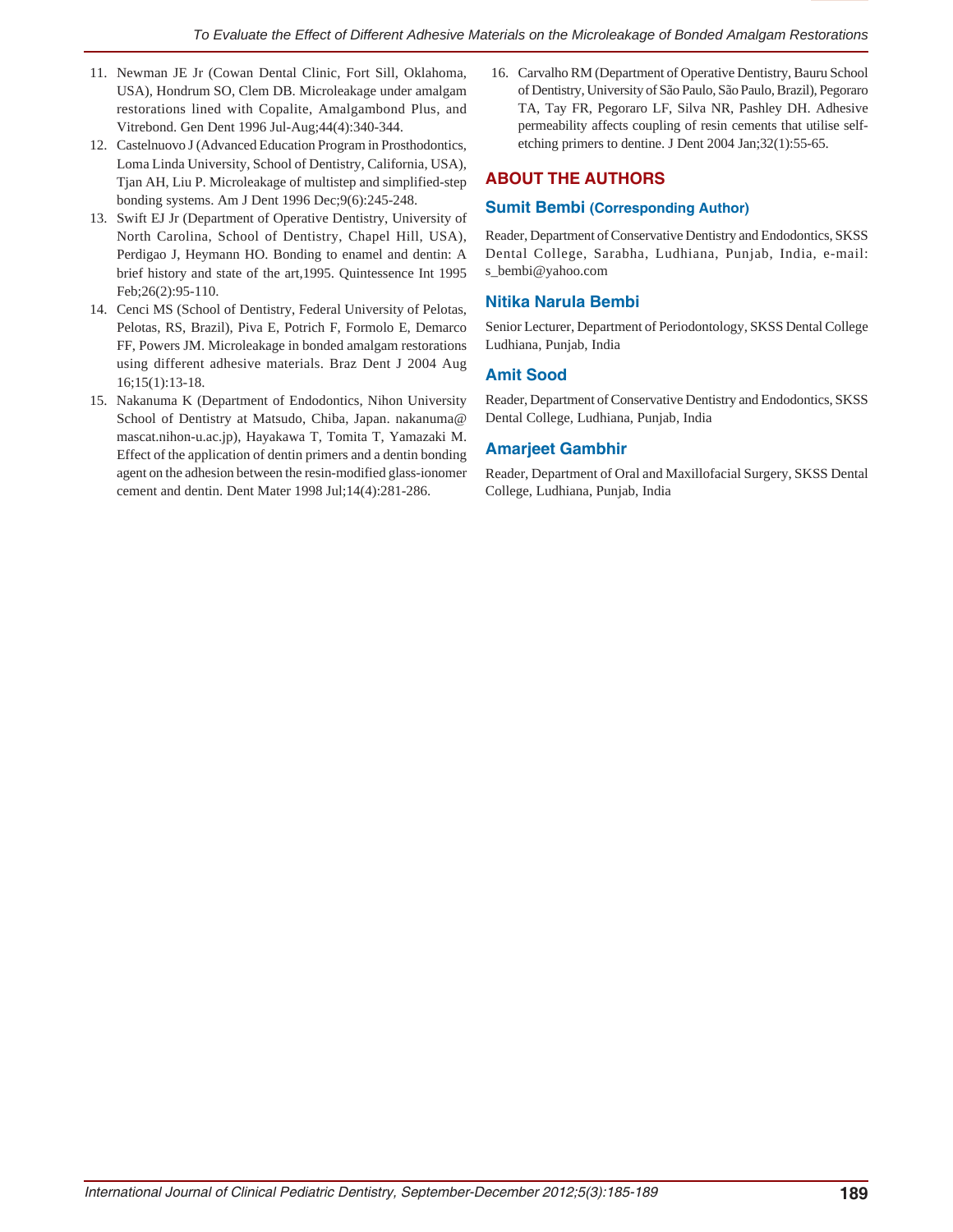11. Newman JE Jr (Cowan Dental Clinic, Fort Sill, Oklahoma, USA), Hondrum SO, Clem DB. Microleakage under amalgam restorations lined with Copalite, Amalgambond Plus, and Vitrebond. Gen Dent 1996 Jul-Aug;44(4):340-344.
12. Castelnuovo J (Advanced Education Program in Prosthodontics, Loma Linda University, School of Dentistry, California, USA), Tjan AH, Liu P. Microleakage of multistep and simplified-step bonding systems. Am J Dent 1996 Dec;9(6):245-248.
13. Swift EJ Jr (Department of Operative Dentistry, University of North Carolina, School of Dentistry, Chapel Hill, USA), Perdigao J, Heymann HO. Bonding to enamel and dentin: A brief history and state of the art,1995. Quintessence Int 1995 Feb;26(2):95-110.
14. Cenci MS (School of Dentistry, Federal University of Pelotas, Pelotas, RS, Brazil), Piva E, Potrich F, Formolo E, Demarco FF, Powers JM. Microleakage in bonded amalgam restorations using different adhesive materials. Braz Dent J 2004 Aug 16;15(1):13-18.
15. Nakanuma K (Department of Endodontics, Nihon University School of Dentistry at Matsudo, Chiba, Japan. nakanuma@mascat.nihon-u.ac.jp), Hayakawa T, Tomita T, Yamazaki M. Effect of the application of dentin primers and a dentin bonding agent on the adhesion between the resin-modified glass-ionomer cement and dentin. Dent Mater 1998 Jul;14(4):281-286.
16. Carvalho RM (Department of Operative Dentistry, Bauru School of Dentistry, University of São Paulo, São Paulo, Brazil), Pegoraro TA, Tay FR, Pegoraro LF, Silva NR, Pashley DH. Adhesive permeability affects coupling of resin cements that utilise self-etching primers to dentine. J Dent 2004 Jan;32(1):55-65.

## ABOUT THE AUTHORS

### Sumit Bembi (Corresponding Author)

Reader, Department of Conservative Dentistry and Endodontics, SKSS Dental College, Sarabha, Ludhiana, Punjab, India, e-mail: s_bembi@yahoo.com

### Nitika Narula Bembi

Senior Lecturer, Department of Periodontology, SKSS Dental College Ludhiana, Punjab, India

### Amit Sood

Reader, Department of Conservative Dentistry and Endodontics, SKSS Dental College, Ludhiana, Punjab, India

### Amarjeet Gambhir

Reader, Department of Oral and Maxillofacial Surgery, SKSS Dental College, Ludhiana, Punjab, India